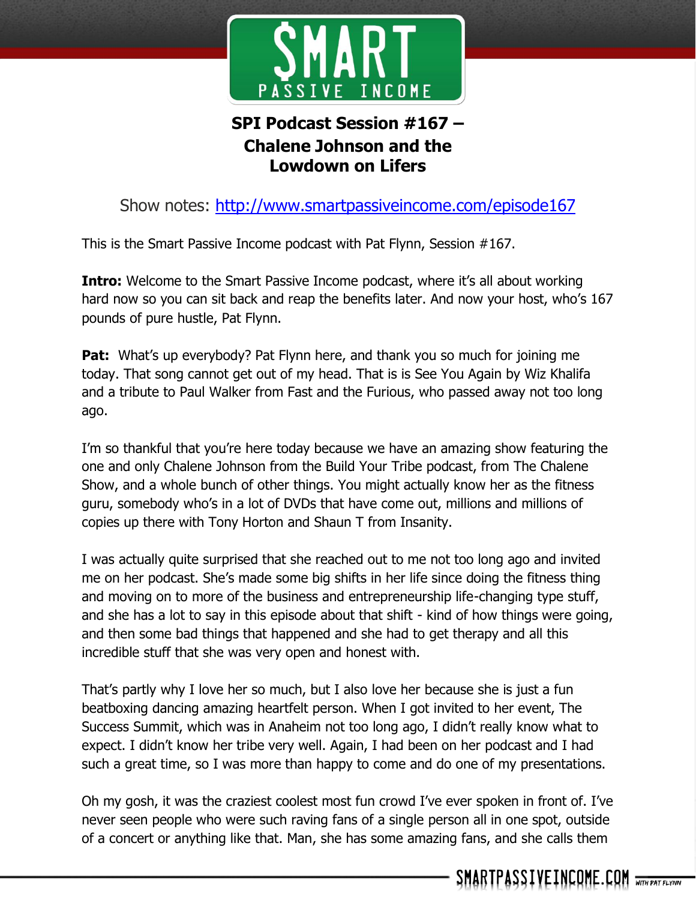# SPI Podcast Session #167 – Chalene Johnson and the Lowdown on Lifers

Show notes: [http://www.smartpassiveincome.com/episode167](http://www.smartpassiveincome.com/episode167)

This is the Smart Passive Income podcast with Pat Flynn, Session #167.

**Intro:** Welcome to the Smart Passive Income podcast, where it's all about working hard now so you can sit back and reap the benefits later. And now your host, who's 167 pounds of pure hustle, Pat Flynn.

**Pat:** What's up everybody? Pat Flynn here, and thank you so much for joining me today. That song cannot get out of my head. That is is See You Again by Wiz Khalifa and a tribute to Paul Walker from Fast and the Furious, who passed away not too long ago.

I'm so thankful that you're here today because we have an amazing show featuring the one and only Chalene Johnson from the Build Your Tribe podcast, from The Chalene Show, and a whole bunch of other things. You might actually know her as the fitness guru, somebody who's in a lot of DVDs that have come out, millions and millions of copies up there with Tony Horton and Shaun T from Insanity.

I was actually quite surprised that she reached out to me not too long ago and invited me on her podcast. She's made some big shifts in her life since doing the fitness thing and moving on to more of the business and entrepreneurship life-changing type stuff, and she has a lot to say in this episode about that shift - kind of how things were going, and then some bad things that happened and she had to get therapy and all this incredible stuff that she was very open and honest with.

That's partly why I love her so much, but I also love her because she is just a fun beatboxing dancing amazing heartfelt person. When I got invited to her event, The Success Summit, which was in Anaheim not too long ago, I didn't really know what to expect. I didn't know her tribe very well. Again, I had been on her podcast and I had such a great time, so I was more than happy to come and do one of my presentations.

Oh my gosh, it was the craziest coolest most fun crowd I've ever spoken in front of. I've never seen people who were such raving fans of a single person all in one spot, outside of a concert or anything like that. Man, she has some amazing fans, and she calls them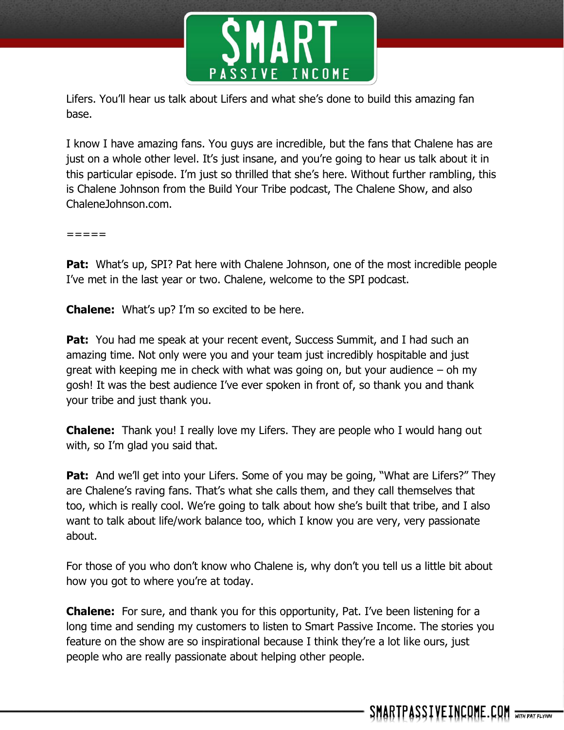Lifers. You'll hear us talk about Lifers and what she's done to build this amazing fan base.

I know I have amazing fans. You guys are incredible, but the fans that Chalene has are just on a whole other level. It's just insane, and you're going to hear us talk about it in this particular episode. I'm just so thrilled that she's here. Without further rambling, this is Chalene Johnson from the Build Your Tribe podcast, The Chalene Show, and also ChaleneJohnson.com.

=====

**Pat:** What's up, SPI? Pat here with Chalene Johnson, one of the most incredible people I've met in the last year or two. Chalene, welcome to the SPI podcast.

**Chalene:** What's up? I'm so excited to be here.

**Pat:** You had me speak at your recent event, Success Summit, and I had such an amazing time. Not only were you and your team just incredibly hospitable and just great with keeping me in check with what was going on, but your audience – oh my gosh! It was the best audience I've ever spoken in front of, so thank you and thank your tribe and just thank you.

**Chalene:** Thank you! I really love my Lifers. They are people who I would hang out with, so I'm glad you said that.

**Pat:** And we'll get into your Lifers. Some of you may be going, "What are Lifers?" They are Chalene's raving fans. That's what she calls them, and they call themselves that too, which is really cool. We're going to talk about how she's built that tribe, and I also want to talk about life/work balance too, which I know you are very, very passionate about.

For those of you who don't know who Chalene is, why don't you tell us a little bit about how you got to where you're at today.

**Chalene:** For sure, and thank you for this opportunity, Pat. I've been listening for a long time and sending my customers to listen to Smart Passive Income. The stories you feature on the show are so inspirational because I think they're a lot like ours, just people who are really passionate about helping other people.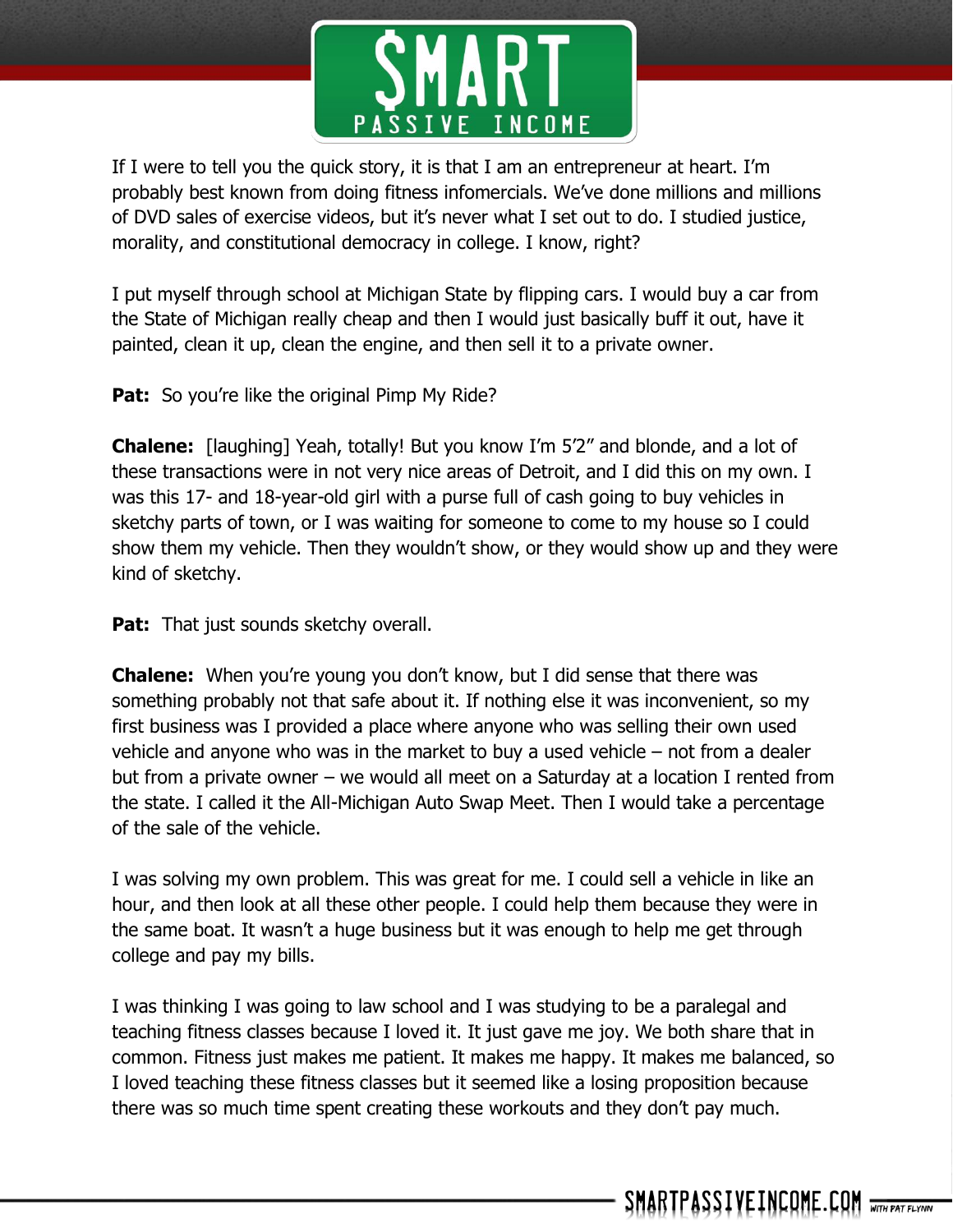If I were to tell you the quick story, it is that I am an entrepreneur at heart. I'm probably best known from doing fitness infomercials. We've done millions and millions of DVD sales of exercise videos, but it's never what I set out to do. I studied justice, morality, and constitutional democracy in college. I know, right?

I put myself through school at Michigan State by flipping cars. I would buy a car from the State of Michigan really cheap and then I would just basically buff it out, have it painted, clean it up, clean the engine, and then sell it to a private owner.

**Pat:** So you're like the original Pimp My Ride?

**Chalene:** [laughing] Yeah, totally! But you know I'm 5'2" and blonde, and a lot of these transactions were in not very nice areas of Detroit, and I did this on my own. I was this 17- and 18-year-old girl with a purse full of cash going to buy vehicles in sketchy parts of town, or I was waiting for someone to come to my house so I could show them my vehicle. Then they wouldn't show, or they would show up and they were kind of sketchy.

**Pat:** That just sounds sketchy overall.

**Chalene:** When you're young you don't know, but I did sense that there was something probably not that safe about it. If nothing else it was inconvenient, so my first business was I provided a place where anyone who was selling their own used vehicle and anyone who was in the market to buy a used vehicle – not from a dealer but from a private owner – we would all meet on a Saturday at a location I rented from the state. I called it the All-Michigan Auto Swap Meet. Then I would take a percentage of the sale of the vehicle.

I was solving my own problem. This was great for me. I could sell a vehicle in like an hour, and then look at all these other people. I could help them because they were in the same boat. It wasn't a huge business but it was enough to help me get through college and pay my bills.

I was thinking I was going to law school and I was studying to be a paralegal and teaching fitness classes because I loved it. It just gave me joy. We both share that in common. Fitness just makes me patient. It makes me happy. It makes me balanced, so I loved teaching these fitness classes but it seemed like a losing proposition because there was so much time spent creating these workouts and they don't pay much.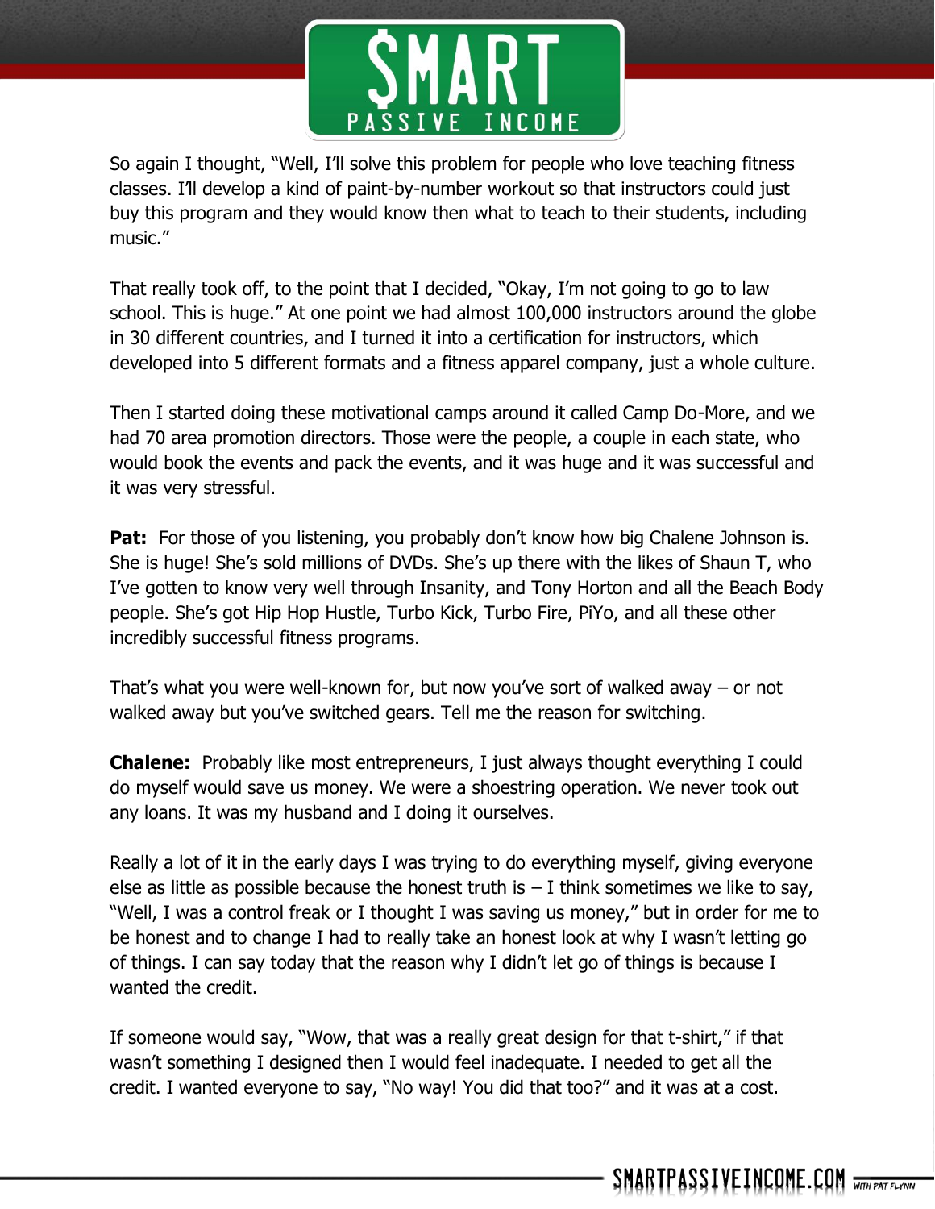So again I thought, "Well, I'll solve this problem for people who love teaching fitness classes. I'll develop a kind of paint-by-number workout so that instructors could just buy this program and they would know then what to teach to their students, including music."

That really took off, to the point that I decided, "Okay, I'm not going to go to law school. This is huge." At one point we had almost 100,000 instructors around the globe in 30 different countries, and I turned it into a certification for instructors, which developed into 5 different formats and a fitness apparel company, just a whole culture.

Then I started doing these motivational camps around it called Camp Do-More, and we had 70 area promotion directors. Those were the people, a couple in each state, who would book the events and pack the events, and it was huge and it was successful and it was very stressful.

**Pat:** For those of you listening, you probably don't know how big Chalene Johnson is. She is huge! She's sold millions of DVDs. She's up there with the likes of Shaun T, who I've gotten to know very well through Insanity, and Tony Horton and all the Beach Body people. She's got Hip Hop Hustle, Turbo Kick, Turbo Fire, PiYo, and all these other incredibly successful fitness programs.

That's what you were well-known for, but now you've sort of walked away – or not walked away but you've switched gears. Tell me the reason for switching.

**Chalene:** Probably like most entrepreneurs, I just always thought everything I could do myself would save us money. We were a shoestring operation. We never took out any loans. It was my husband and I doing it ourselves.

Really a lot of it in the early days I was trying to do everything myself, giving everyone else as little as possible because the honest truth is – I think sometimes we like to say, "Well, I was a control freak or I thought I was saving us money," but in order for me to be honest and to change I had to really take an honest look at why I wasn't letting go of things. I can say today that the reason why I didn't let go of things is because I wanted the credit.

If someone would say, "Wow, that was a really great design for that t-shirt," if that wasn't something I designed then I would feel inadequate. I needed to get all the credit. I wanted everyone to say, "No way! You did that too?" and it was at a cost.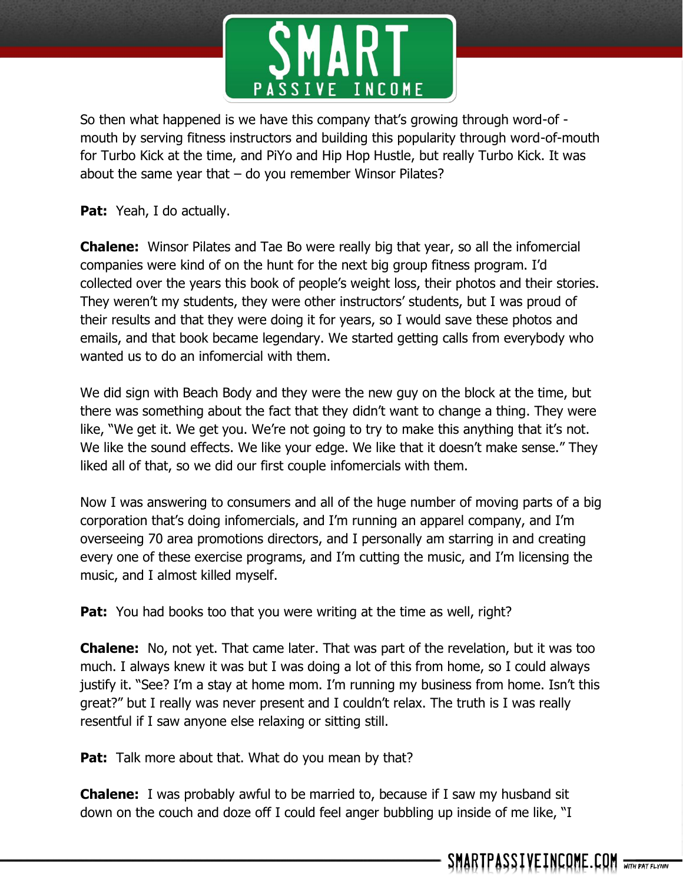So then what happened is we have this company that's growing through word-of -mouth by serving fitness instructors and building this popularity through word-of-mouth for Turbo Kick at the time, and PiYo and Hip Hop Hustle, but really Turbo Kick. It was about the same year that – do you remember Winsor Pilates?

**Pat:** Yeah, I do actually.

**Chalene:** Winsor Pilates and Tae Bo were really big that year, so all the infomercial companies were kind of on the hunt for the next big group fitness program. I'd collected over the years this book of people's weight loss, their photos and their stories. They weren't my students, they were other instructors' students, but I was proud of their results and that they were doing it for years, so I would save these photos and emails, and that book became legendary. We started getting calls from everybody who wanted us to do an infomercial with them.

We did sign with Beach Body and they were the new guy on the block at the time, but there was something about the fact that they didn't want to change a thing. They were like, "We get it. We get you. We're not going to try to make this anything that it's not. We like the sound effects. We like your edge. We like that it doesn't make sense." They liked all of that, so we did our first couple infomercials with them.

Now I was answering to consumers and all of the huge number of moving parts of a big corporation that's doing infomercials, and I'm running an apparel company, and I'm overseeing 70 area promotions directors, and I personally am starring in and creating every one of these exercise programs, and I'm cutting the music, and I'm licensing the music, and I almost killed myself.

**Pat:** You had books too that you were writing at the time as well, right?

**Chalene:** No, not yet. That came later. That was part of the revelation, but it was too much. I always knew it was but I was doing a lot of this from home, so I could always justify it. "See? I'm a stay at home mom. I'm running my business from home. Isn't this great?" but I really was never present and I couldn't relax. The truth is I was really resentful if I saw anyone else relaxing or sitting still.

**Pat:** Talk more about that. What do you mean by that?

**Chalene:** I was probably awful to be married to, because if I saw my husband sit down on the couch and doze off I could feel anger bubbling up inside of me like, "I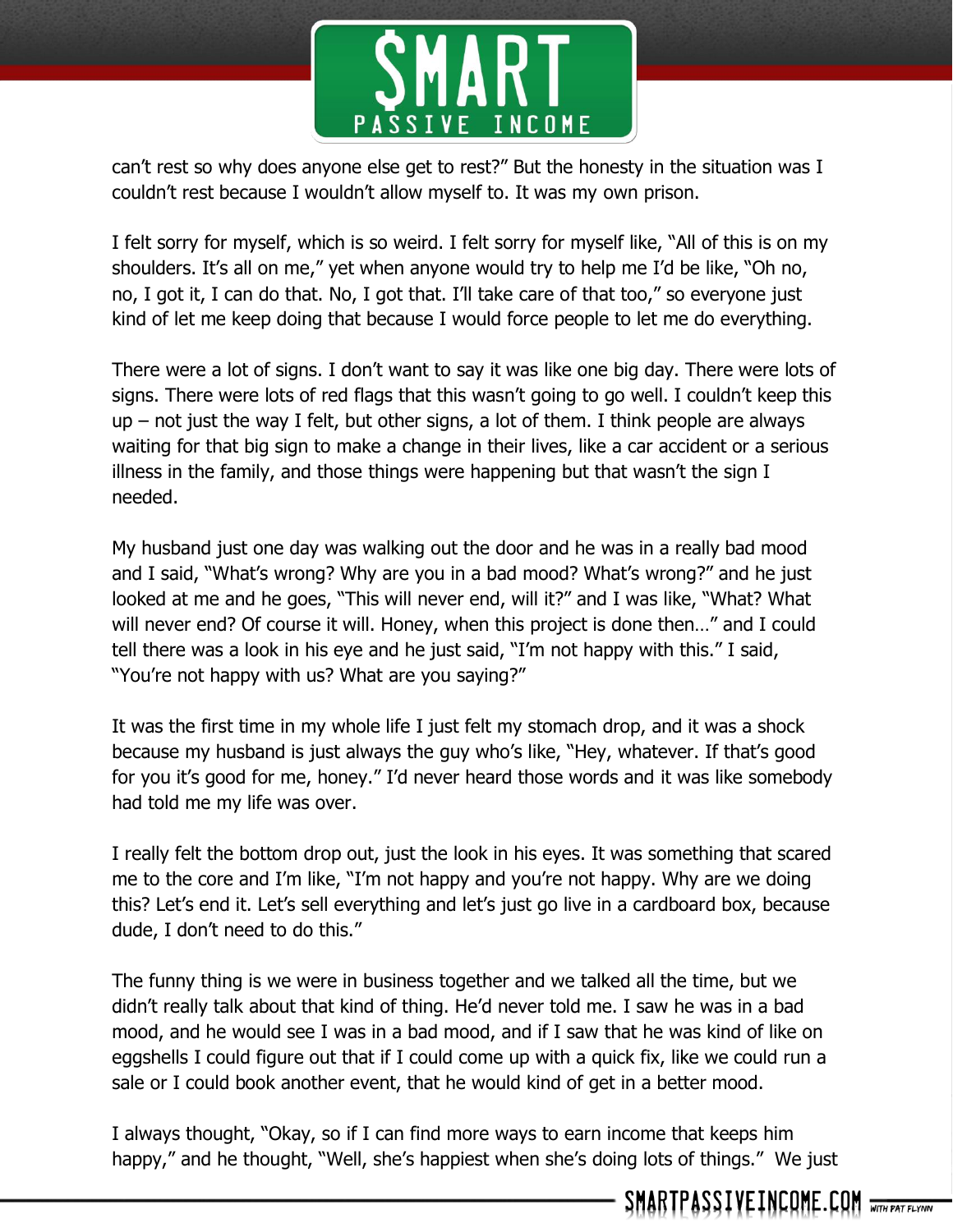can't rest so why does anyone else get to rest?" But the honesty in the situation was I couldn't rest because I wouldn't allow myself to. It was my own prison.

I felt sorry for myself, which is so weird. I felt sorry for myself like, "All of this is on my shoulders. It's all on me," yet when anyone would try to help me I'd be like, "Oh no, no, I got it, I can do that. No, I got that. I'll take care of that too," so everyone just kind of let me keep doing that because I would force people to let me do everything.

There were a lot of signs. I don't want to say it was like one big day. There were lots of signs. There were lots of red flags that this wasn't going to go well. I couldn't keep this up – not just the way I felt, but other signs, a lot of them. I think people are always waiting for that big sign to make a change in their lives, like a car accident or a serious illness in the family, and those things were happening but that wasn't the sign I needed.

My husband just one day was walking out the door and he was in a really bad mood and I said, "What's wrong? Why are you in a bad mood? What's wrong?" and he just looked at me and he goes, "This will never end, will it?" and I was like, "What? What will never end? Of course it will. Honey, when this project is done then…" and I could tell there was a look in his eye and he just said, "I'm not happy with this." I said, "You're not happy with us? What are you saying?"

It was the first time in my whole life I just felt my stomach drop, and it was a shock because my husband is just always the guy who's like, "Hey, whatever. If that's good for you it's good for me, honey." I'd never heard those words and it was like somebody had told me my life was over.

I really felt the bottom drop out, just the look in his eyes. It was something that scared me to the core and I'm like, "I'm not happy and you're not happy. Why are we doing this? Let's end it. Let's sell everything and let's just go live in a cardboard box, because dude, I don't need to do this."

The funny thing is we were in business together and we talked all the time, but we didn't really talk about that kind of thing. He'd never told me. I saw he was in a bad mood, and he would see I was in a bad mood, and if I saw that he was kind of like on eggshells I could figure out that if I could come up with a quick fix, like we could run a sale or I could book another event, that he would kind of get in a better mood.

I always thought, "Okay, so if I can find more ways to earn income that keeps him happy," and he thought, "Well, she's happiest when she's doing lots of things." We just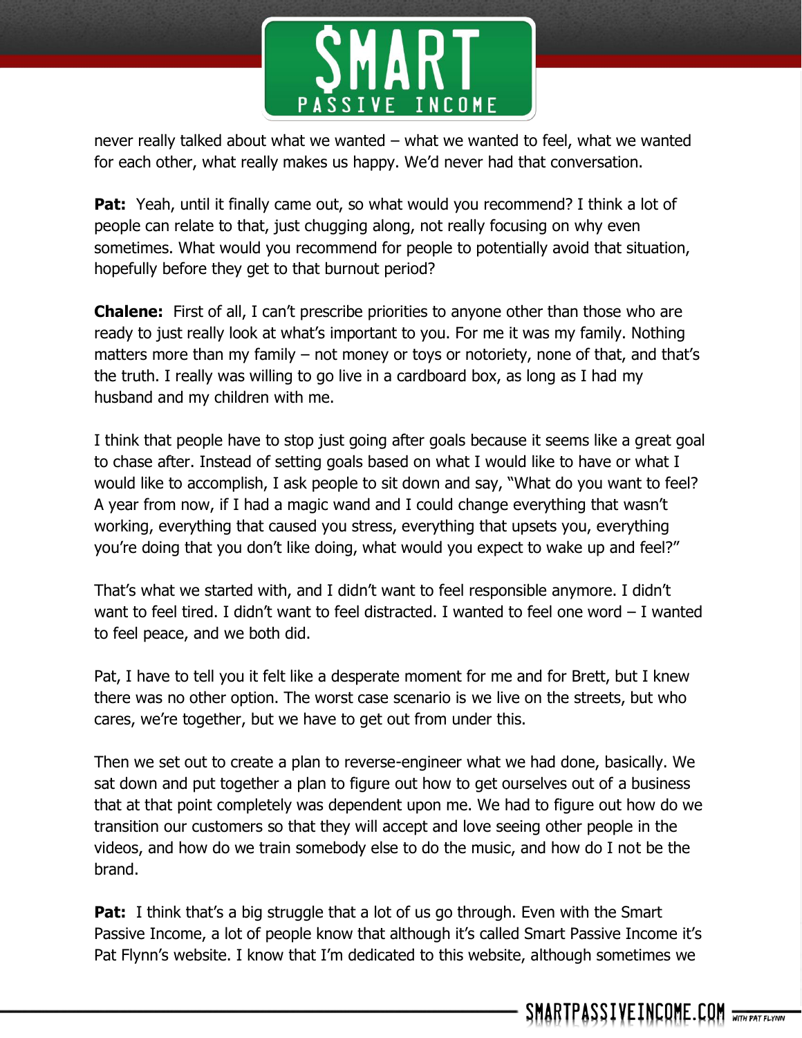never really talked about what we wanted – what we wanted to feel, what we wanted for each other, what really makes us happy. We'd never had that conversation.

**Pat:** Yeah, until it finally came out, so what would you recommend? I think a lot of people can relate to that, just chugging along, not really focusing on why even sometimes. What would you recommend for people to potentially avoid that situation, hopefully before they get to that burnout period?

**Chalene:** First of all, I can't prescribe priorities to anyone other than those who are ready to just really look at what's important to you. For me it was my family. Nothing matters more than my family – not money or toys or notoriety, none of that, and that's the truth. I really was willing to go live in a cardboard box, as long as I had my husband and my children with me.

I think that people have to stop just going after goals because it seems like a great goal to chase after. Instead of setting goals based on what I would like to have or what I would like to accomplish, I ask people to sit down and say, "What do you want to feel? A year from now, if I had a magic wand and I could change everything that wasn't working, everything that caused you stress, everything that upsets you, everything you're doing that you don't like doing, what would you expect to wake up and feel?"

That's what we started with, and I didn't want to feel responsible anymore. I didn't want to feel tired. I didn't want to feel distracted. I wanted to feel one word – I wanted to feel peace, and we both did.

Pat, I have to tell you it felt like a desperate moment for me and for Brett, but I knew there was no other option. The worst case scenario is we live on the streets, but who cares, we're together, but we have to get out from under this.

Then we set out to create a plan to reverse-engineer what we had done, basically. We sat down and put together a plan to figure out how to get ourselves out of a business that at that point completely was dependent upon me. We had to figure out how do we transition our customers so that they will accept and love seeing other people in the videos, and how do we train somebody else to do the music, and how do I not be the brand.

**Pat:** I think that's a big struggle that a lot of us go through. Even with the Smart Passive Income, a lot of people know that although it's called Smart Passive Income it's Pat Flynn's website. I know that I'm dedicated to this website, although sometimes we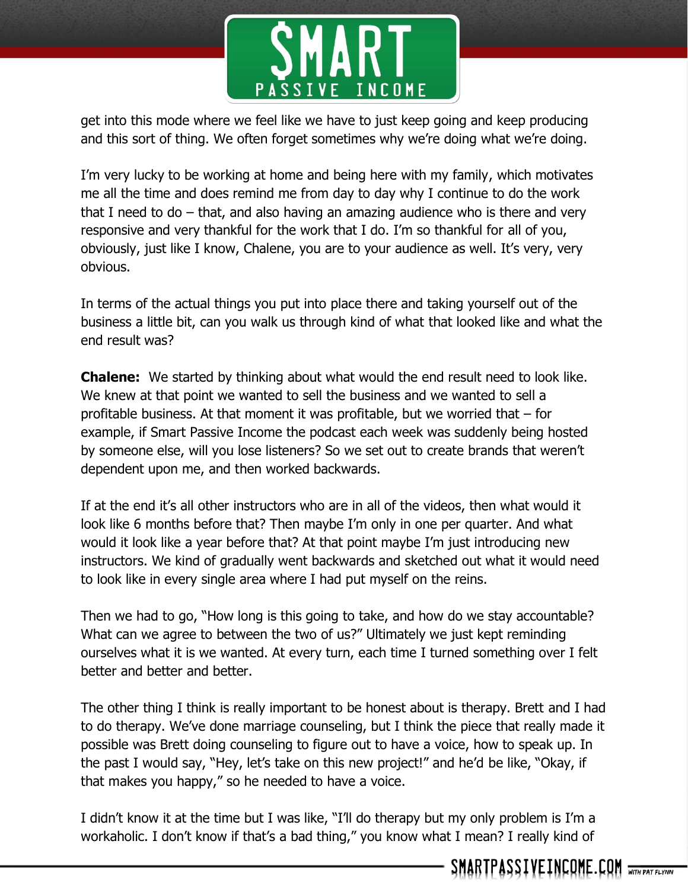get into this mode where we feel like we have to just keep going and keep producing and this sort of thing. We often forget sometimes why we're doing what we're doing.

I'm very lucky to be working at home and being here with my family, which motivates me all the time and does remind me from day to day why I continue to do the work that I need to do – that, and also having an amazing audience who is there and very responsive and very thankful for the work that I do. I'm so thankful for all of you, obviously, just like I know, Chalene, you are to your audience as well. It's very, very obvious.

In terms of the actual things you put into place there and taking yourself out of the business a little bit, can you walk us through kind of what that looked like and what the end result was?

**Chalene:** We started by thinking about what would the end result need to look like. We knew at that point we wanted to sell the business and we wanted to sell a profitable business. At that moment it was profitable, but we worried that – for example, if Smart Passive Income the podcast each week was suddenly being hosted by someone else, will you lose listeners? So we set out to create brands that weren't dependent upon me, and then worked backwards.

If at the end it's all other instructors who are in all of the videos, then what would it look like 6 months before that? Then maybe I'm only in one per quarter. And what would it look like a year before that? At that point maybe I'm just introducing new instructors. We kind of gradually went backwards and sketched out what it would need to look like in every single area where I had put myself on the reins.

Then we had to go, "How long is this going to take, and how do we stay accountable? What can we agree to between the two of us?" Ultimately we just kept reminding ourselves what it is we wanted. At every turn, each time I turned something over I felt better and better and better.

The other thing I think is really important to be honest about is therapy. Brett and I had to do therapy. We've done marriage counseling, but I think the piece that really made it possible was Brett doing counseling to figure out to have a voice, how to speak up. In the past I would say, "Hey, let's take on this new project!" and he'd be like, "Okay, if that makes you happy," so he needed to have a voice.

I didn't know it at the time but I was like, "I'll do therapy but my only problem is I'm a workaholic. I don't know if that's a bad thing," you know what I mean? I really kind of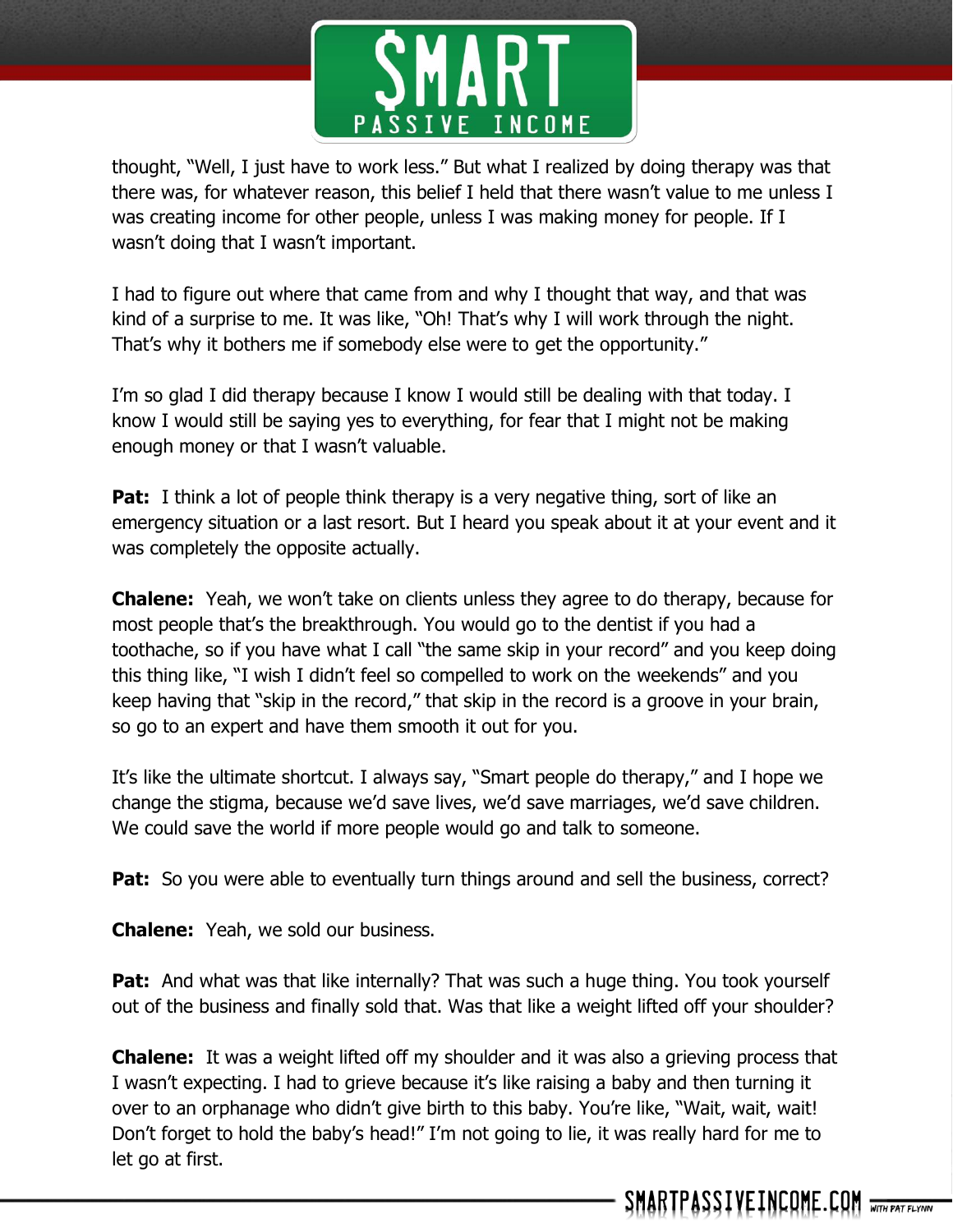thought, "Well, I just have to work less." But what I realized by doing therapy was that there was, for whatever reason, this belief I held that there wasn't value to me unless I was creating income for other people, unless I was making money for people. If I wasn't doing that I wasn't important.

I had to figure out where that came from and why I thought that way, and that was kind of a surprise to me. It was like, "Oh! That's why I will work through the night. That's why it bothers me if somebody else were to get the opportunity."

I'm so glad I did therapy because I know I would still be dealing with that today. I know I would still be saying yes to everything, for fear that I might not be making enough money or that I wasn't valuable.

**Pat:** I think a lot of people think therapy is a very negative thing, sort of like an emergency situation or a last resort. But I heard you speak about it at your event and it was completely the opposite actually.

**Chalene:** Yeah, we won't take on clients unless they agree to do therapy, because for most people that's the breakthrough. You would go to the dentist if you had a toothache, so if you have what I call "the same skip in your record" and you keep doing this thing like, "I wish I didn't feel so compelled to work on the weekends" and you keep having that "skip in the record," that skip in the record is a groove in your brain, so go to an expert and have them smooth it out for you.

It's like the ultimate shortcut. I always say, "Smart people do therapy," and I hope we change the stigma, because we'd save lives, we'd save marriages, we'd save children. We could save the world if more people would go and talk to someone.

**Pat:** So you were able to eventually turn things around and sell the business, correct?

**Chalene:** Yeah, we sold our business.

**Pat:** And what was that like internally? That was such a huge thing. You took yourself out of the business and finally sold that. Was that like a weight lifted off your shoulder?

**Chalene:** It was a weight lifted off my shoulder and it was also a grieving process that I wasn't expecting. I had to grieve because it's like raising a baby and then turning it over to an orphanage who didn't give birth to this baby. You're like, "Wait, wait, wait! Don't forget to hold the baby's head!" I'm not going to lie, it was really hard for me to let go at first.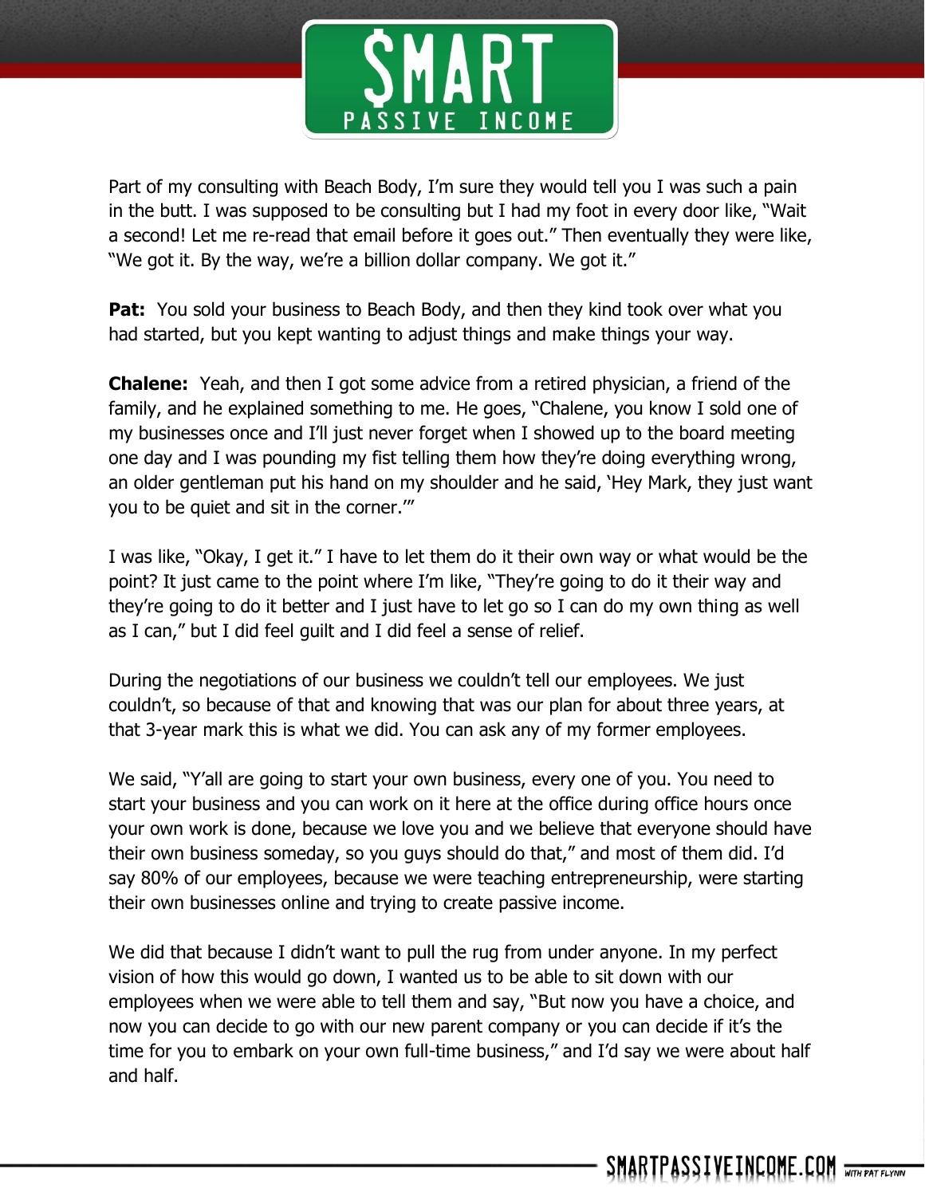Part of my consulting with Beach Body, I'm sure they would tell you I was such a pain in the butt. I was supposed to be consulting but I had my foot in every door like, "Wait a second! Let me re-read that email before it goes out." Then eventually they were like, "We got it. By the way, we're a billion dollar company. We got it."

**Pat:** You sold your business to Beach Body, and then they kind took over what you had started, but you kept wanting to adjust things and make things your way.

**Chalene:** Yeah, and then I got some advice from a retired physician, a friend of the family, and he explained something to me. He goes, "Chalene, you know I sold one of my businesses once and I'll just never forget when I showed up to the board meeting one day and I was pounding my fist telling them how they're doing everything wrong, an older gentleman put his hand on my shoulder and he said, 'Hey Mark, they just want you to be quiet and sit in the corner.'"

I was like, "Okay, I get it." I have to let them do it their own way or what would be the point? It just came to the point where I'm like, "They're going to do it their way and they're going to do it better and I just have to let go so I can do my own thing as well as I can," but I did feel guilt and I did feel a sense of relief.

During the negotiations of our business we couldn't tell our employees. We just couldn't, so because of that and knowing that was our plan for about three years, at that 3-year mark this is what we did. You can ask any of my former employees.

We said, "Y'all are going to start your own business, every one of you. You need to start your business and you can work on it here at the office during office hours once your own work is done, because we love you and we believe that everyone should have their own business someday, so you guys should do that," and most of them did. I'd say 80% of our employees, because we were teaching entrepreneurship, were starting their own businesses online and trying to create passive income.

We did that because I didn't want to pull the rug from under anyone. In my perfect vision of how this would go down, I wanted us to be able to sit down with our employees when we were able to tell them and say, "But now you have a choice, and now you can decide to go with our new parent company or you can decide if it's the time for you to embark on your own full-time business," and I'd say we were about half and half.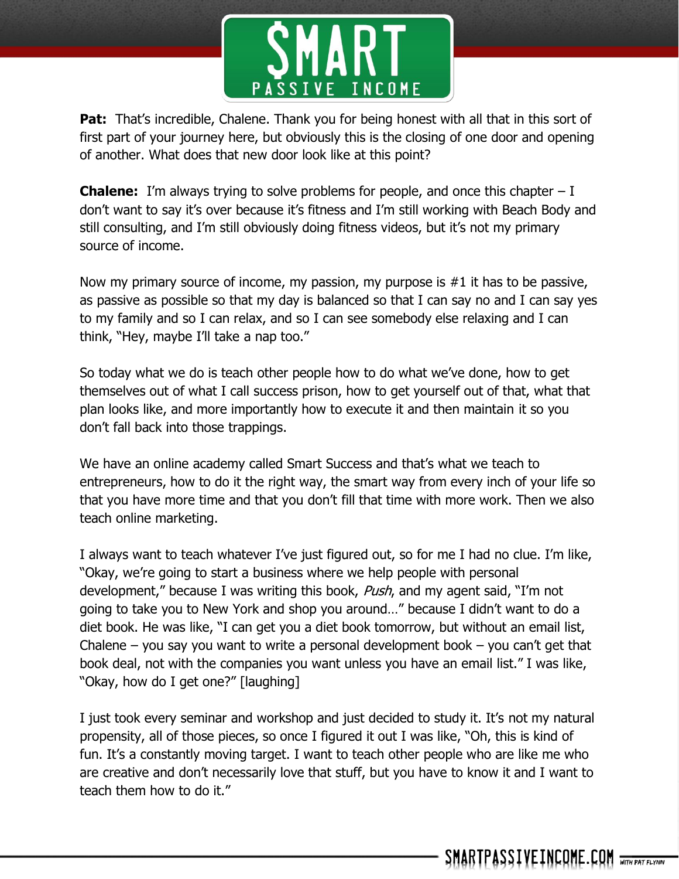**Pat:** That's incredible, Chalene. Thank you for being honest with all that in this sort of first part of your journey here, but obviously this is the closing of one door and opening of another. What does that new door look like at this point?

**Chalene:** I'm always trying to solve problems for people, and once this chapter – I don't want to say it's over because it's fitness and I'm still working with Beach Body and still consulting, and I'm still obviously doing fitness videos, but it's not my primary source of income.

Now my primary source of income, my passion, my purpose is #1 it has to be passive, as passive as possible so that my day is balanced so that I can say no and I can say yes to my family and so I can relax, and so I can see somebody else relaxing and I can think, "Hey, maybe I'll take a nap too."

So today what we do is teach other people how to do what we've done, how to get themselves out of what I call success prison, how to get yourself out of that, what that plan looks like, and more importantly how to execute it and then maintain it so you don't fall back into those trappings.

We have an online academy called Smart Success and that's what we teach to entrepreneurs, how to do it the right way, the smart way from every inch of your life so that you have more time and that you don't fill that time with more work. Then we also teach online marketing.

I always want to teach whatever I've just figured out, so for me I had no clue. I'm like, "Okay, we're going to start a business where we help people with personal development," because I was writing this book, *Push*, and my agent said, "I'm not going to take you to New York and shop you around…" because I didn't want to do a diet book. He was like, "I can get you a diet book tomorrow, but without an email list, Chalene – you say you want to write a personal development book – you can't get that book deal, not with the companies you want unless you have an email list." I was like, "Okay, how do I get one?" [laughing]

I just took every seminar and workshop and just decided to study it. It's not my natural propensity, all of those pieces, so once I figured it out I was like, "Oh, this is kind of fun. It's a constantly moving target. I want to teach other people who are like me who are creative and don't necessarily love that stuff, but you have to know it and I want to teach them how to do it."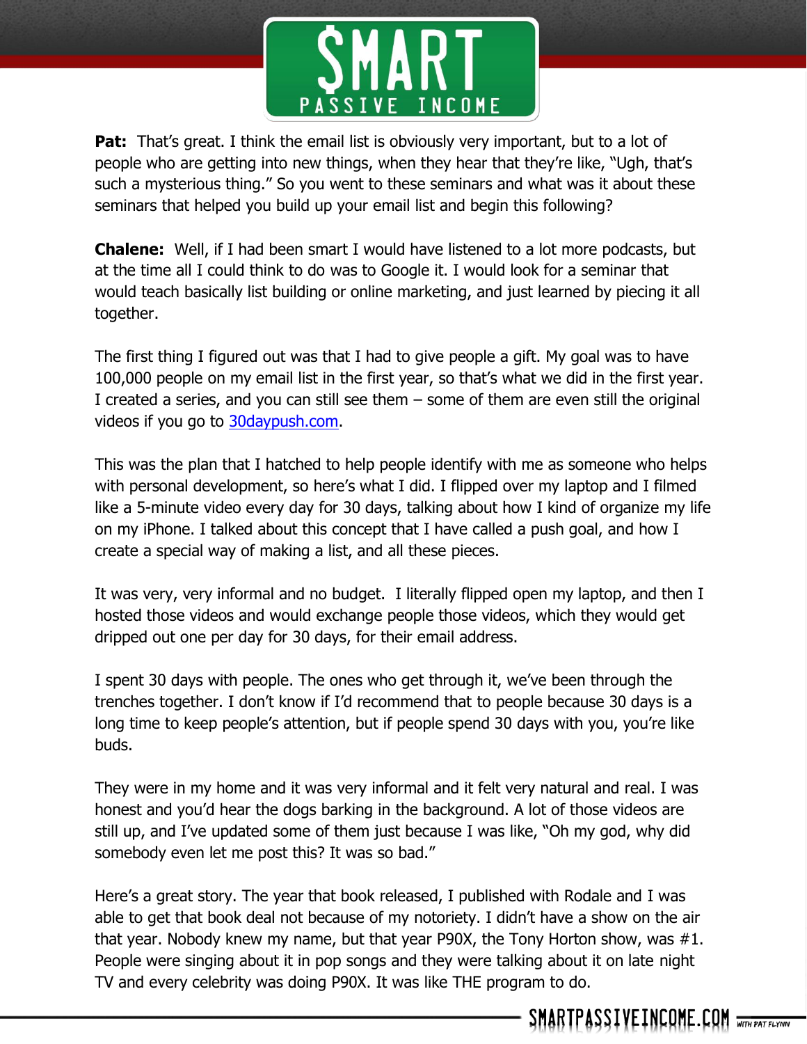**Pat:** That's great. I think the email list is obviously very important, but to a lot of people who are getting into new things, when they hear that they're like, "Ugh, that's such a mysterious thing." So you went to these seminars and what was it about these seminars that helped you build up your email list and begin this following?

**Chalene:** Well, if I had been smart I would have listened to a lot more podcasts, but at the time all I could think to do was to Google it. I would look for a seminar that would teach basically list building or online marketing, and just learned by piecing it all together.

The first thing I figured out was that I had to give people a gift. My goal was to have 100,000 people on my email list in the first year, so that's what we did in the first year. I created a series, and you can still see them – some of them are even still the original videos if you go to [30daypush.com](30daypush.com).

This was the plan that I hatched to help people identify with me as someone who helps with personal development, so here's what I did. I flipped over my laptop and I filmed like a 5-minute video every day for 30 days, talking about how I kind of organize my life on my iPhone. I talked about this concept that I have called a push goal, and how I create a special way of making a list, and all these pieces.

It was very, very informal and no budget. I literally flipped open my laptop, and then I hosted those videos and would exchange people those videos, which they would get dripped out one per day for 30 days, for their email address.

I spent 30 days with people. The ones who get through it, we've been through the trenches together. I don't know if I'd recommend that to people because 30 days is a long time to keep people's attention, but if people spend 30 days with you, you're like buds.

They were in my home and it was very informal and it felt very natural and real. I was honest and you'd hear the dogs barking in the background. A lot of those videos are still up, and I've updated some of them just because I was like, "Oh my god, why did somebody even let me post this? It was so bad."

Here's a great story. The year that book released, I published with Rodale and I was able to get that book deal not because of my notoriety. I didn't have a show on the air that year. Nobody knew my name, but that year P90X, the Tony Horton show, was #1. People were singing about it in pop songs and they were talking about it on late night TV and every celebrity was doing P90X. It was like THE program to do.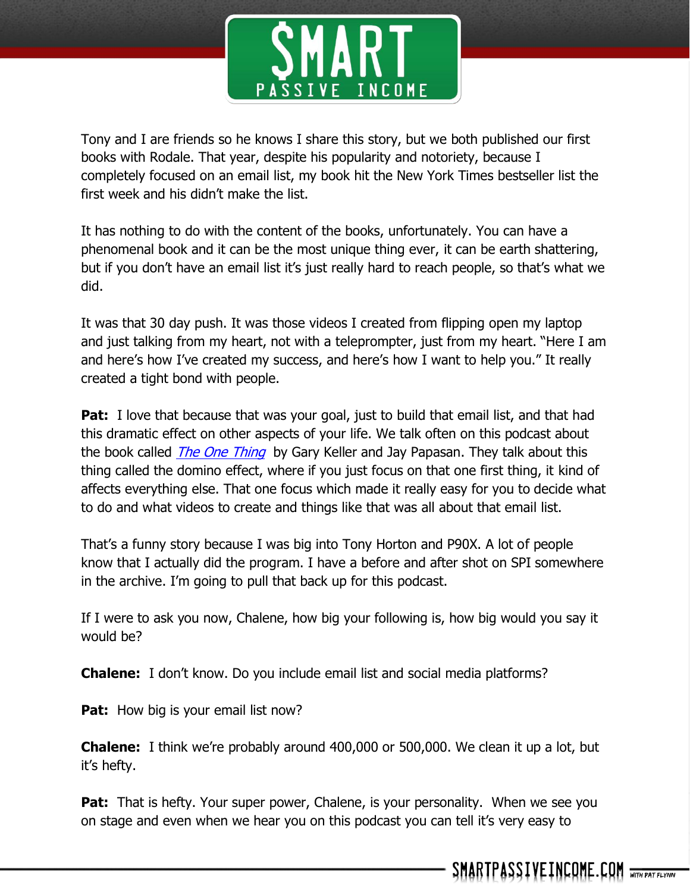Tony and I are friends so he knows I share this story, but we both published our first books with Rodale. That year, despite his popularity and notoriety, because I completely focused on an email list, my book hit the New York Times bestseller list the first week and his didn't make the list.

It has nothing to do with the content of the books, unfortunately. You can have a phenomenal book and it can be the most unique thing ever, it can be earth shattering, but if you don't have an email list it's just really hard to reach people, so that's what we did.

It was that 30 day push. It was those videos I created from flipping open my laptop and just talking from my heart, not with a teleprompter, just from my heart. "Here I am and here's how I've created my success, and here's how I want to help you." It really created a tight bond with people.

**Pat:** I love that because that was your goal, just to build that email list, and that had this dramatic effect on other aspects of your life. We talk often on this podcast about the book called *The One Thing* by Gary Keller and Jay Papasan. They talk about this thing called the domino effect, where if you just focus on that one first thing, it kind of affects everything else. That one focus which made it really easy for you to decide what to do and what videos to create and things like that was all about that email list.

That's a funny story because I was big into Tony Horton and P90X. A lot of people know that I actually did the program. I have a before and after shot on SPI somewhere in the archive. I'm going to pull that back up for this podcast.

If I were to ask you now, Chalene, how big your following is, how big would you say it would be?

**Chalene:** I don't know. Do you include email list and social media platforms?

**Pat:** How big is your email list now?

**Chalene:** I think we're probably around 400,000 or 500,000. We clean it up a lot, but it's hefty.

**Pat:** That is hefty. Your super power, Chalene, is your personality. When we see you on stage and even when we hear you on this podcast you can tell it's very easy to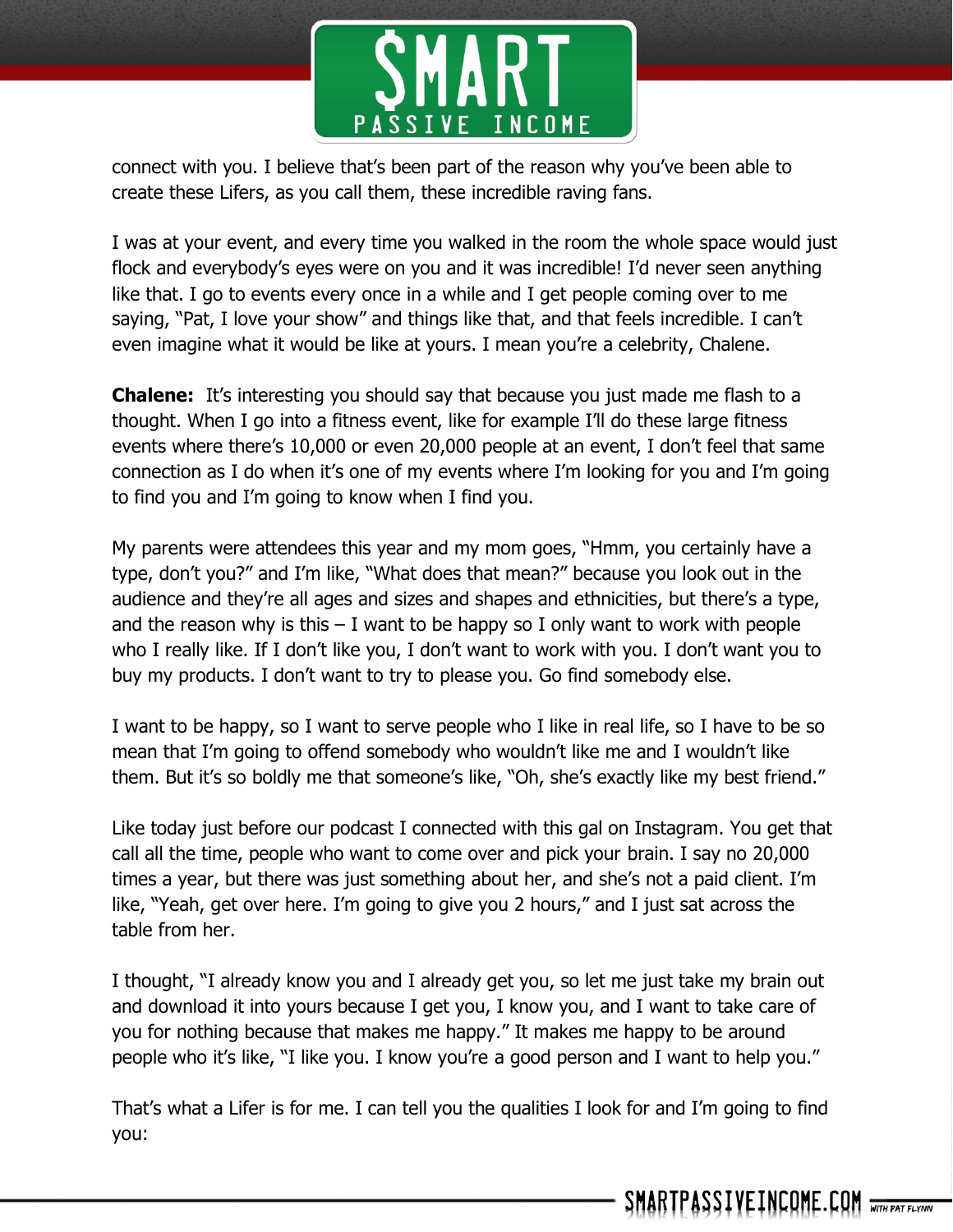connect with you. I believe that's been part of the reason why you've been able to create these Lifers, as you call them, these incredible raving fans.

I was at your event, and every time you walked in the room the whole space would just flock and everybody's eyes were on you and it was incredible! I'd never seen anything like that. I go to events every once in a while and I get people coming over to me saying, "Pat, I love your show" and things like that, and that feels incredible. I can't even imagine what it would be like at yours. I mean you're a celebrity, Chalene.

**Chalene:** It's interesting you should say that because you just made me flash to a thought. When I go into a fitness event, like for example I'll do these large fitness events where there's 10,000 or even 20,000 people at an event, I don't feel that same connection as I do when it's one of my events where I'm looking for you and I'm going to find you and I'm going to know when I find you.

My parents were attendees this year and my mom goes, "Hmm, you certainly have a type, don't you?" and I'm like, "What does that mean?" because you look out in the audience and they're all ages and sizes and shapes and ethnicities, but there's a type, and the reason why is this – I want to be happy so I only want to work with people who I really like. If I don't like you, I don't want to work with you. I don't want you to buy my products. I don't want to try to please you. Go find somebody else.

I want to be happy, so I want to serve people who I like in real life, so I have to be so mean that I'm going to offend somebody who wouldn't like me and I wouldn't like them. But it's so boldly me that someone's like, "Oh, she's exactly like my best friend."

Like today just before our podcast I connected with this gal on Instagram. You get that call all the time, people who want to come over and pick your brain. I say no 20,000 times a year, but there was just something about her, and she's not a paid client. I'm like, "Yeah, get over here. I'm going to give you 2 hours," and I just sat across the table from her.

I thought, "I already know you and I already get you, so let me just take my brain out and download it into yours because I get you, I know you, and I want to take care of you for nothing because that makes me happy." It makes me happy to be around people who it's like, "I like you. I know you're a good person and I want to help you."

That's what a Lifer is for me. I can tell you the qualities I look for and I'm going to find you: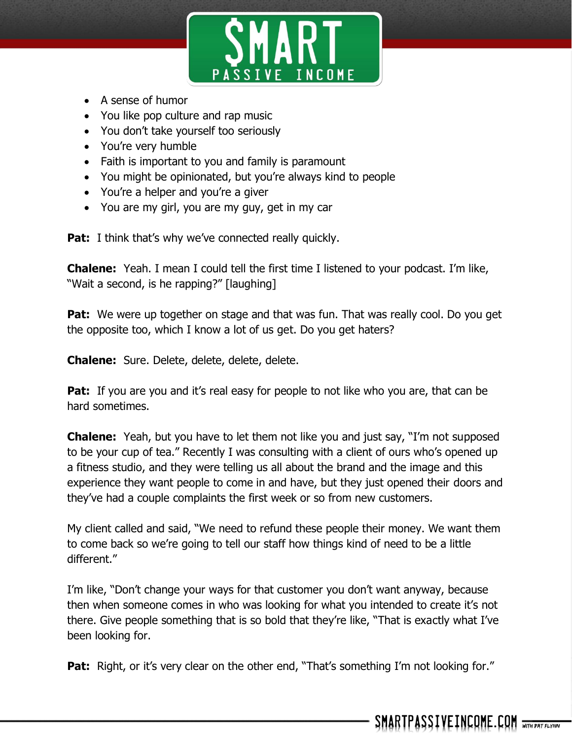- A sense of humor
- You like pop culture and rap music
- You don't take yourself too seriously
- You're very humble
- Faith is important to you and family is paramount
- You might be opinionated, but you're always kind to people
- You're a helper and you're a giver
- You are my girl, you are my guy, get in my car

**Pat:** I think that's why we've connected really quickly.

**Chalene:** Yeah. I mean I could tell the first time I listened to your podcast. I'm like, "Wait a second, is he rapping?" [laughing]

**Pat:** We were up together on stage and that was fun. That was really cool. Do you get the opposite too, which I know a lot of us get. Do you get haters?

**Chalene:** Sure. Delete, delete, delete, delete.

**Pat:** If you are you and it's real easy for people to not like who you are, that can be hard sometimes.

**Chalene:** Yeah, but you have to let them not like you and just say, "I'm not supposed to be your cup of tea." Recently I was consulting with a client of ours who's opened up a fitness studio, and they were telling us all about the brand and the image and this experience they want people to come in and have, but they just opened their doors and they've had a couple complaints the first week or so from new customers.

My client called and said, "We need to refund these people their money. We want them to come back so we're going to tell our staff how things kind of need to be a little different."

I'm like, "Don't change your ways for that customer you don't want anyway, because then when someone comes in who was looking for what you intended to create it's not there. Give people something that is so bold that they're like, "That is exactly what I've been looking for.

**Pat:** Right, or it's very clear on the other end, "That's something I'm not looking for."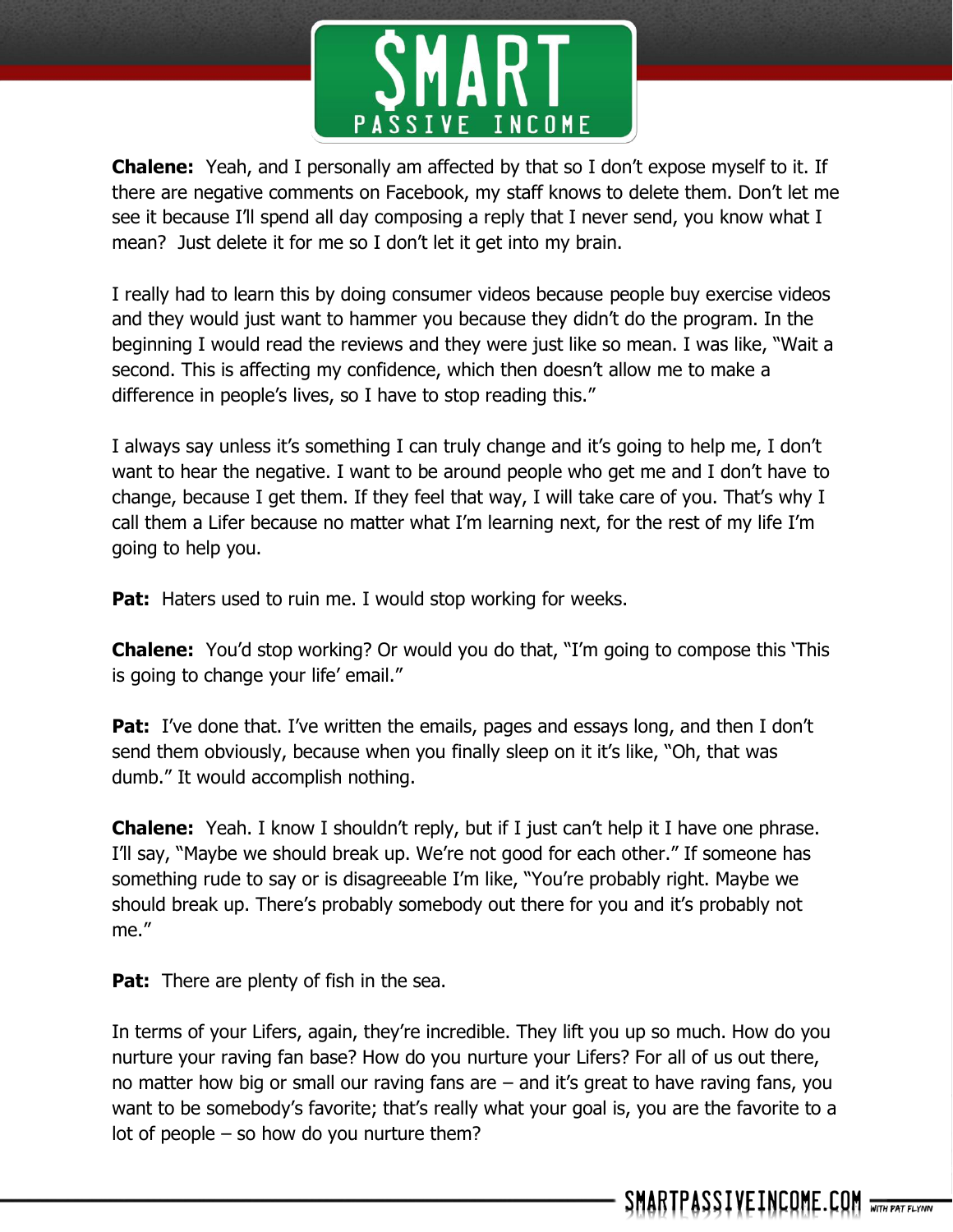**Chalene:** Yeah, and I personally am affected by that so I don't expose myself to it. If there are negative comments on Facebook, my staff knows to delete them. Don't let me see it because I'll spend all day composing a reply that I never send, you know what I mean? Just delete it for me so I don't let it get into my brain.

I really had to learn this by doing consumer videos because people buy exercise videos and they would just want to hammer you because they didn't do the program. In the beginning I would read the reviews and they were just like so mean. I was like, "Wait a second. This is affecting my confidence, which then doesn't allow me to make a difference in people's lives, so I have to stop reading this."

I always say unless it's something I can truly change and it's going to help me, I don't want to hear the negative. I want to be around people who get me and I don't have to change, because I get them. If they feel that way, I will take care of you. That's why I call them a Lifer because no matter what I'm learning next, for the rest of my life I'm going to help you.

**Pat:** Haters used to ruin me. I would stop working for weeks.

**Chalene:** You'd stop working? Or would you do that, "I'm going to compose this 'This is going to change your life' email."

**Pat:** I've done that. I've written the emails, pages and essays long, and then I don't send them obviously, because when you finally sleep on it it's like, "Oh, that was dumb." It would accomplish nothing.

**Chalene:** Yeah. I know I shouldn't reply, but if I just can't help it I have one phrase. I'll say, "Maybe we should break up. We're not good for each other." If someone has something rude to say or is disagreeable I'm like, "You're probably right. Maybe we should break up. There's probably somebody out there for you and it's probably not me."

**Pat:** There are plenty of fish in the sea.

In terms of your Lifers, again, they're incredible. They lift you up so much. How do you nurture your raving fan base? How do you nurture your Lifers? For all of us out there, no matter how big or small our raving fans are – and it's great to have raving fans, you want to be somebody's favorite; that's really what your goal is, you are the favorite to a lot of people – so how do you nurture them?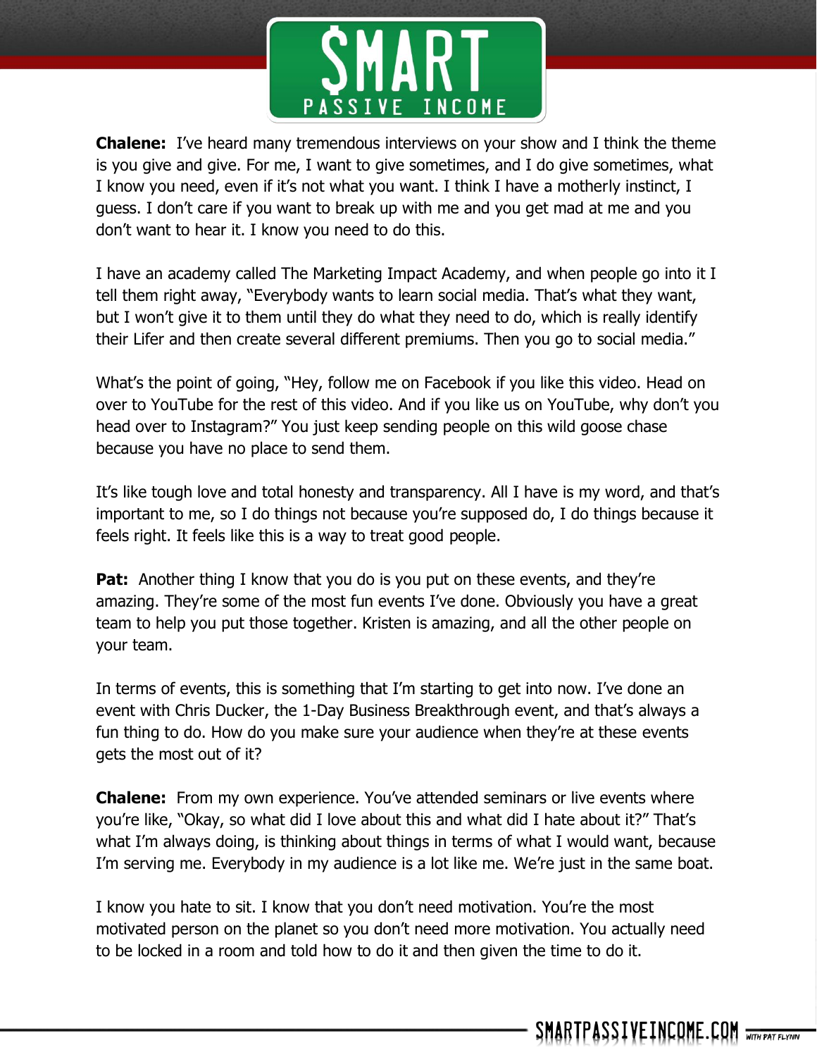**Chalene:** I've heard many tremendous interviews on your show and I think the theme is you give and give. For me, I want to give sometimes, and I do give sometimes, what I know you need, even if it's not what you want. I think I have a motherly instinct, I guess. I don't care if you want to break up with me and you get mad at me and you don't want to hear it. I know you need to do this.

I have an academy called The Marketing Impact Academy, and when people go into it I tell them right away, "Everybody wants to learn social media. That's what they want, but I won't give it to them until they do what they need to do, which is really identify their Lifer and then create several different premiums. Then you go to social media."

What's the point of going, "Hey, follow me on Facebook if you like this video. Head on over to YouTube for the rest of this video. And if you like us on YouTube, why don't you head over to Instagram?" You just keep sending people on this wild goose chase because you have no place to send them.

It's like tough love and total honesty and transparency. All I have is my word, and that's important to me, so I do things not because you're supposed do, I do things because it feels right. It feels like this is a way to treat good people.

**Pat:** Another thing I know that you do is you put on these events, and they're amazing. They're some of the most fun events I've done. Obviously you have a great team to help you put those together. Kristen is amazing, and all the other people on your team.

In terms of events, this is something that I'm starting to get into now. I've done an event with Chris Ducker, the 1-Day Business Breakthrough event, and that's always a fun thing to do. How do you make sure your audience when they're at these events gets the most out of it?

**Chalene:** From my own experience. You've attended seminars or live events where you're like, "Okay, so what did I love about this and what did I hate about it?" That's what I'm always doing, is thinking about things in terms of what I would want, because I'm serving me. Everybody in my audience is a lot like me. We're just in the same boat.

I know you hate to sit. I know that you don't need motivation. You're the most motivated person on the planet so you don't need more motivation. You actually need to be locked in a room and told how to do it and then given the time to do it.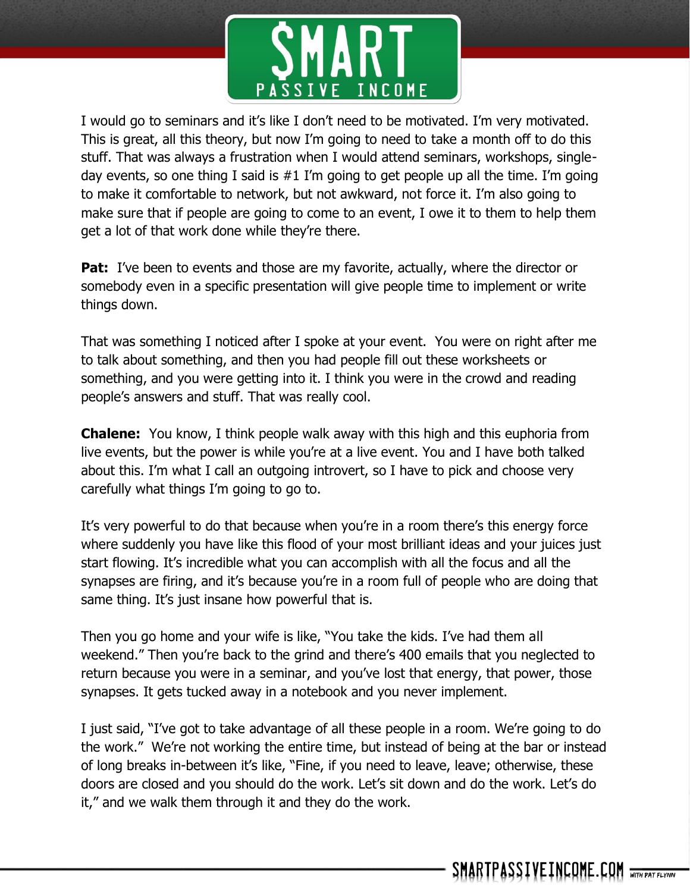I would go to seminars and it's like I don't need to be motivated. I'm very motivated. This is great, all this theory, but now I'm going to need to take a month off to do this stuff. That was always a frustration when I would attend seminars, workshops, single-day events, so one thing I said is #1 I'm going to get people up all the time. I'm going to make it comfortable to network, but not awkward, not force it. I'm also going to make sure that if people are going to come to an event, I owe it to them to help them get a lot of that work done while they're there.

**Pat:** I've been to events and those are my favorite, actually, where the director or somebody even in a specific presentation will give people time to implement or write things down.

That was something I noticed after I spoke at your event. You were on right after me to talk about something, and then you had people fill out these worksheets or something, and you were getting into it. I think you were in the crowd and reading people's answers and stuff. That was really cool.

**Chalene:** You know, I think people walk away with this high and this euphoria from live events, but the power is while you're at a live event. You and I have both talked about this. I'm what I call an outgoing introvert, so I have to pick and choose very carefully what things I'm going to go to.

It's very powerful to do that because when you're in a room there's this energy force where suddenly you have like this flood of your most brilliant ideas and your juices just start flowing. It's incredible what you can accomplish with all the focus and all the synapses are firing, and it's because you're in a room full of people who are doing that same thing. It's just insane how powerful that is.

Then you go home and your wife is like, "You take the kids. I've had them all weekend." Then you're back to the grind and there's 400 emails that you neglected to return because you were in a seminar, and you've lost that energy, that power, those synapses. It gets tucked away in a notebook and you never implement.

I just said, "I've got to take advantage of all these people in a room. We're going to do the work." We're not working the entire time, but instead of being at the bar or instead of long breaks in-between it's like, "Fine, if you need to leave, leave; otherwise, these doors are closed and you should do the work. Let's sit down and do the work. Let's do it," and we walk them through it and they do the work.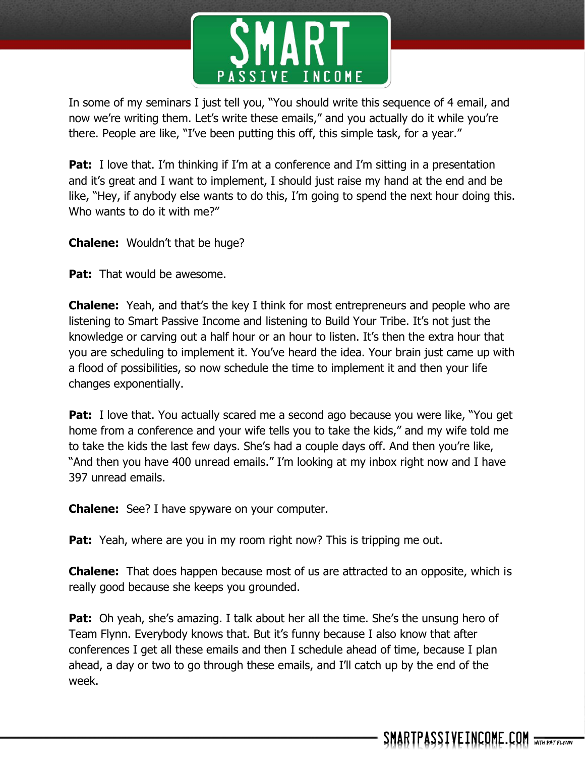In some of my seminars I just tell you, "You should write this sequence of 4 email, and now we're writing them. Let's write these emails," and you actually do it while you're there. People are like, "I've been putting this off, this simple task, for a year."

**Pat:** I love that. I'm thinking if I'm at a conference and I'm sitting in a presentation and it's great and I want to implement, I should just raise my hand at the end and be like, "Hey, if anybody else wants to do this, I'm going to spend the next hour doing this. Who wants to do it with me?"

**Chalene:** Wouldn't that be huge?

**Pat:** That would be awesome.

**Chalene:** Yeah, and that's the key I think for most entrepreneurs and people who are listening to Smart Passive Income and listening to Build Your Tribe. It's not just the knowledge or carving out a half hour or an hour to listen. It's then the extra hour that you are scheduling to implement it. You've heard the idea. Your brain just came up with a flood of possibilities, so now schedule the time to implement it and then your life changes exponentially.

**Pat:** I love that. You actually scared me a second ago because you were like, "You get home from a conference and your wife tells you to take the kids," and my wife told me to take the kids the last few days. She's had a couple days off. And then you're like, "And then you have 400 unread emails." I'm looking at my inbox right now and I have 397 unread emails.

**Chalene:** See? I have spyware on your computer.

**Pat:** Yeah, where are you in my room right now? This is tripping me out.

**Chalene:** That does happen because most of us are attracted to an opposite, which is really good because she keeps you grounded.

**Pat:** Oh yeah, she's amazing. I talk about her all the time. She's the unsung hero of Team Flynn. Everybody knows that. But it's funny because I also know that after conferences I get all these emails and then I schedule ahead of time, because I plan ahead, a day or two to go through these emails, and I'll catch up by the end of the week.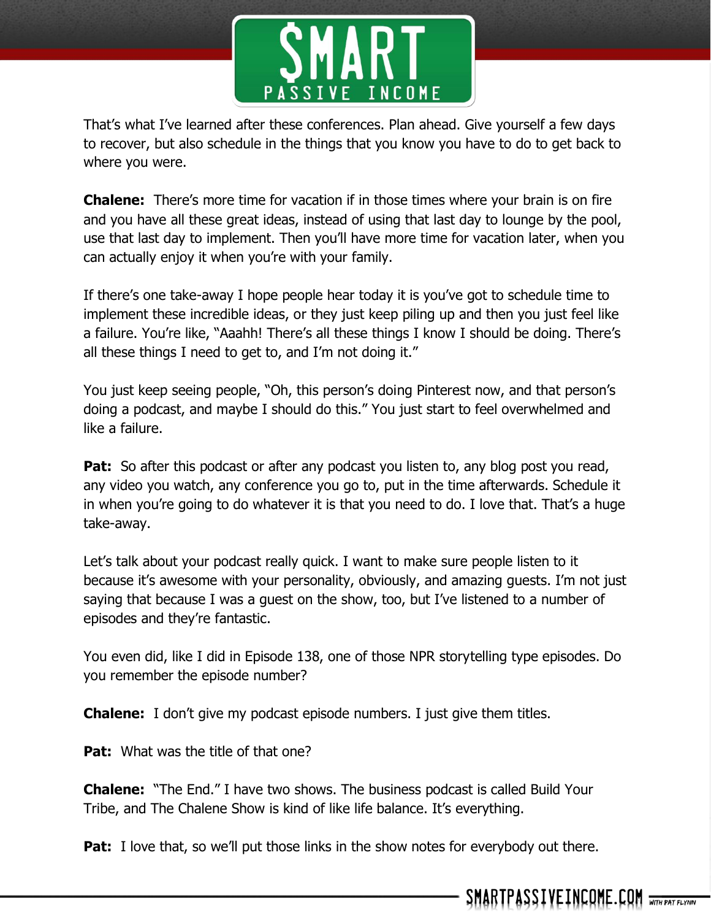That's what I've learned after these conferences. Plan ahead. Give yourself a few days to recover, but also schedule in the things that you know you have to do to get back to where you were.

**Chalene:** There's more time for vacation if in those times where your brain is on fire and you have all these great ideas, instead of using that last day to lounge by the pool, use that last day to implement. Then you'll have more time for vacation later, when you can actually enjoy it when you're with your family.

If there's one take-away I hope people hear today it is you've got to schedule time to implement these incredible ideas, or they just keep piling up and then you just feel like a failure. You're like, "Aaahh! There's all these things I know I should be doing. There's all these things I need to get to, and I'm not doing it."

You just keep seeing people, "Oh, this person's doing Pinterest now, and that person's doing a podcast, and maybe I should do this." You just start to feel overwhelmed and like a failure.

**Pat:** So after this podcast or after any podcast you listen to, any blog post you read, any video you watch, any conference you go to, put in the time afterwards. Schedule it in when you're going to do whatever it is that you need to do. I love that. That's a huge take-away.

Let's talk about your podcast really quick. I want to make sure people listen to it because it's awesome with your personality, obviously, and amazing guests. I'm not just saying that because I was a guest on the show, too, but I've listened to a number of episodes and they're fantastic.

You even did, like I did in Episode 138, one of those NPR storytelling type episodes. Do you remember the episode number?

**Chalene:** I don't give my podcast episode numbers. I just give them titles.

**Pat:** What was the title of that one?

**Chalene:** "The End." I have two shows. The business podcast is called Build Your Tribe, and The Chalene Show is kind of like life balance. It's everything.

**Pat:** I love that, so we'll put those links in the show notes for everybody out there.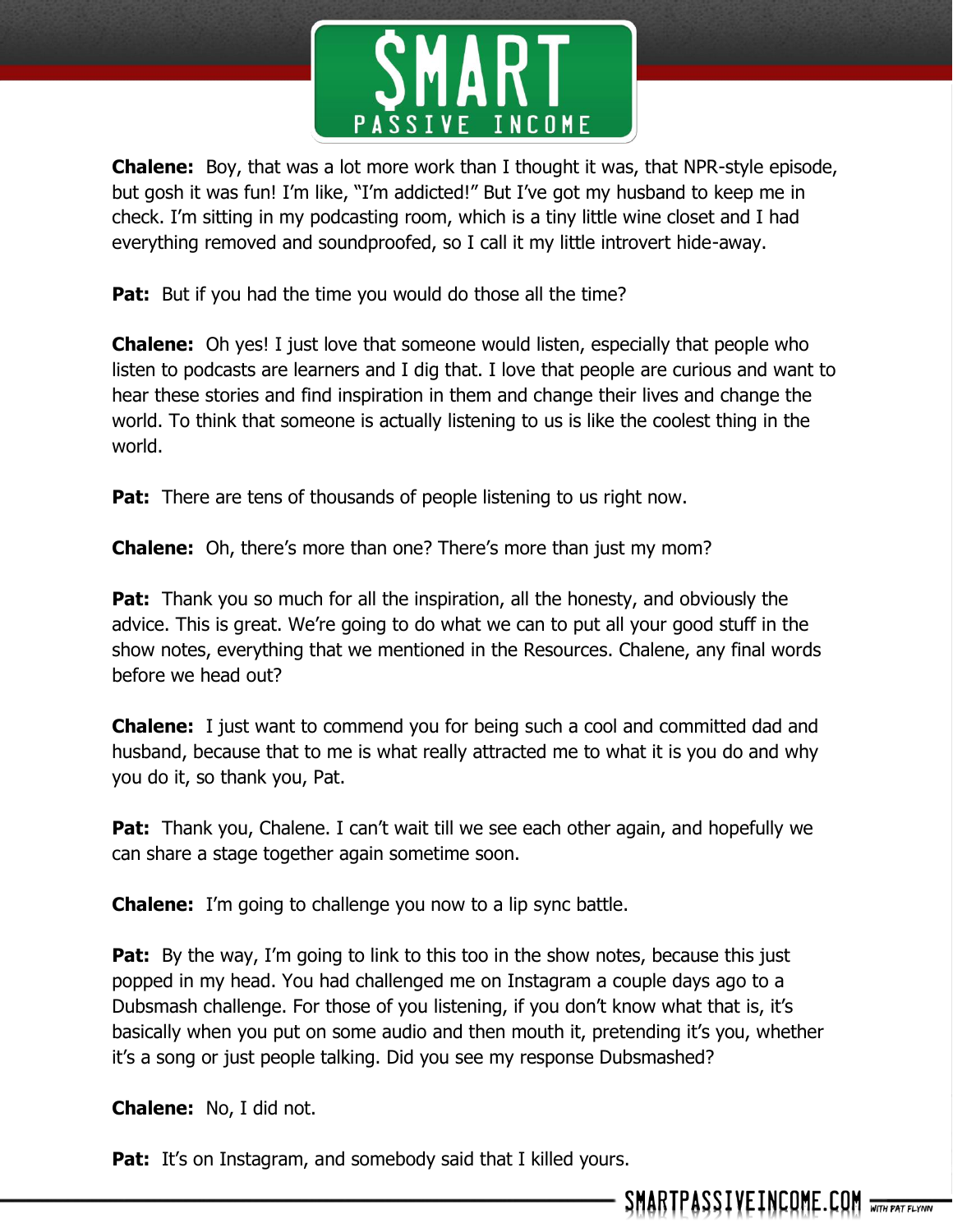**Chalene:** Boy, that was a lot more work than I thought it was, that NPR-style episode, but gosh it was fun! I'm like, "I'm addicted!" But I've got my husband to keep me in check. I'm sitting in my podcasting room, which is a tiny little wine closet and I had everything removed and soundproofed, so I call it my little introvert hide-away.

**Pat:** But if you had the time you would do those all the time?

**Chalene:** Oh yes! I just love that someone would listen, especially that people who listen to podcasts are learners and I dig that. I love that people are curious and want to hear these stories and find inspiration in them and change their lives and change the world. To think that someone is actually listening to us is like the coolest thing in the world.

**Pat:** There are tens of thousands of people listening to us right now.

**Chalene:** Oh, there's more than one? There's more than just my mom?

**Pat:** Thank you so much for all the inspiration, all the honesty, and obviously the advice. This is great. We're going to do what we can to put all your good stuff in the show notes, everything that we mentioned in the Resources. Chalene, any final words before we head out?

**Chalene:** I just want to commend you for being such a cool and committed dad and husband, because that to me is what really attracted me to what it is you do and why you do it, so thank you, Pat.

**Pat:** Thank you, Chalene. I can't wait till we see each other again, and hopefully we can share a stage together again sometime soon.

**Chalene:** I'm going to challenge you now to a lip sync battle.

**Pat:** By the way, I'm going to link to this too in the show notes, because this just popped in my head. You had challenged me on Instagram a couple days ago to a Dubsmash challenge. For those of you listening, if you don't know what that is, it's basically when you put on some audio and then mouth it, pretending it's you, whether it's a song or just people talking. Did you see my response Dubsmashed?

**Chalene:** No, I did not.

**Pat:** It's on Instagram, and somebody said that I killed yours.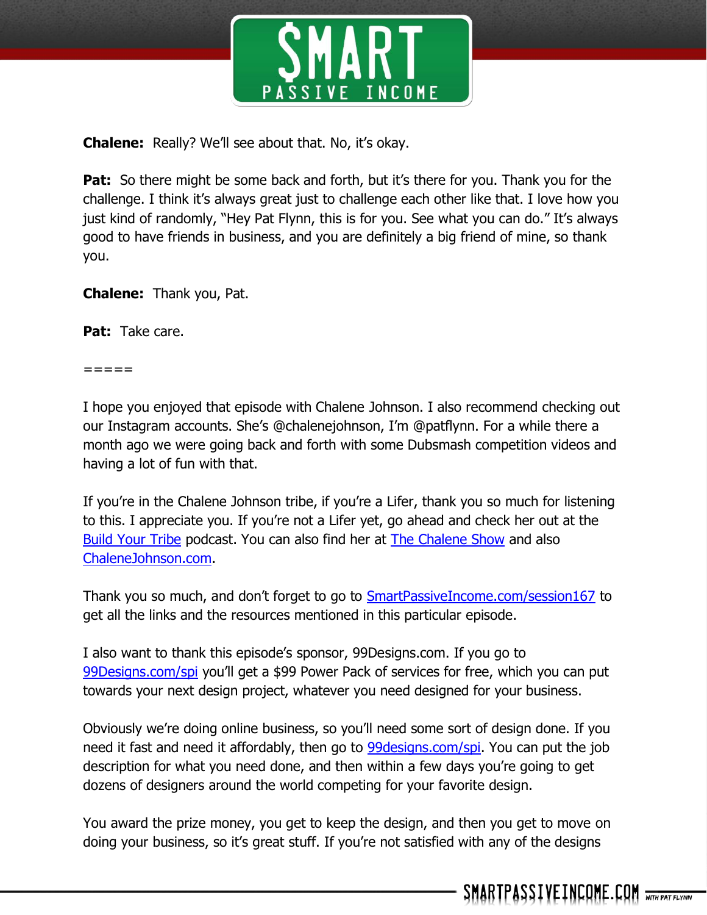**Chalene:** Really? We'll see about that. No, it's okay.

**Pat:** So there might be some back and forth, but it's there for you. Thank you for the challenge. I think it's always great just to challenge each other like that. I love how you just kind of randomly, "Hey Pat Flynn, this is for you. See what you can do." It's always good to have friends in business, and you are definitely a big friend of mine, so thank you.

**Chalene:** Thank you, Pat.

**Pat:** Take care.

=====

I hope you enjoyed that episode with Chalene Johnson. I also recommend checking out our Instagram accounts. She's @chalenejohnson, I'm @patflynn. For a while there a month ago we were going back and forth with some Dubsmash competition videos and having a lot of fun with that.

If you're in the Chalene Johnson tribe, if you're a Lifer, thank you so much for listening to this. I appreciate you. If you're not a Lifer yet, go ahead and check her out at the [Build Your Tribe](#) podcast. You can also find her at [The Chalene Show](#) and also [ChaleneJohnson.com](#).

Thank you so much, and don't forget to go to [SmartPassiveIncome.com/session167](#) to get all the links and the resources mentioned in this particular episode.

I also want to thank this episode's sponsor, 99Designs.com. If you go to [99Designs.com/spi](#) you'll get a $99 Power Pack of services for free, which you can put towards your next design project, whatever you need designed for your business.

Obviously we're doing online business, so you'll need some sort of design done. If you need it fast and need it affordably, then go to [99designs.com/spi](#). You can put the job description for what you need done, and then within a few days you're going to get dozens of designers around the world competing for your favorite design.

You award the prize money, you get to keep the design, and then you get to move on doing your business, so it's great stuff. If you're not satisfied with any of the designs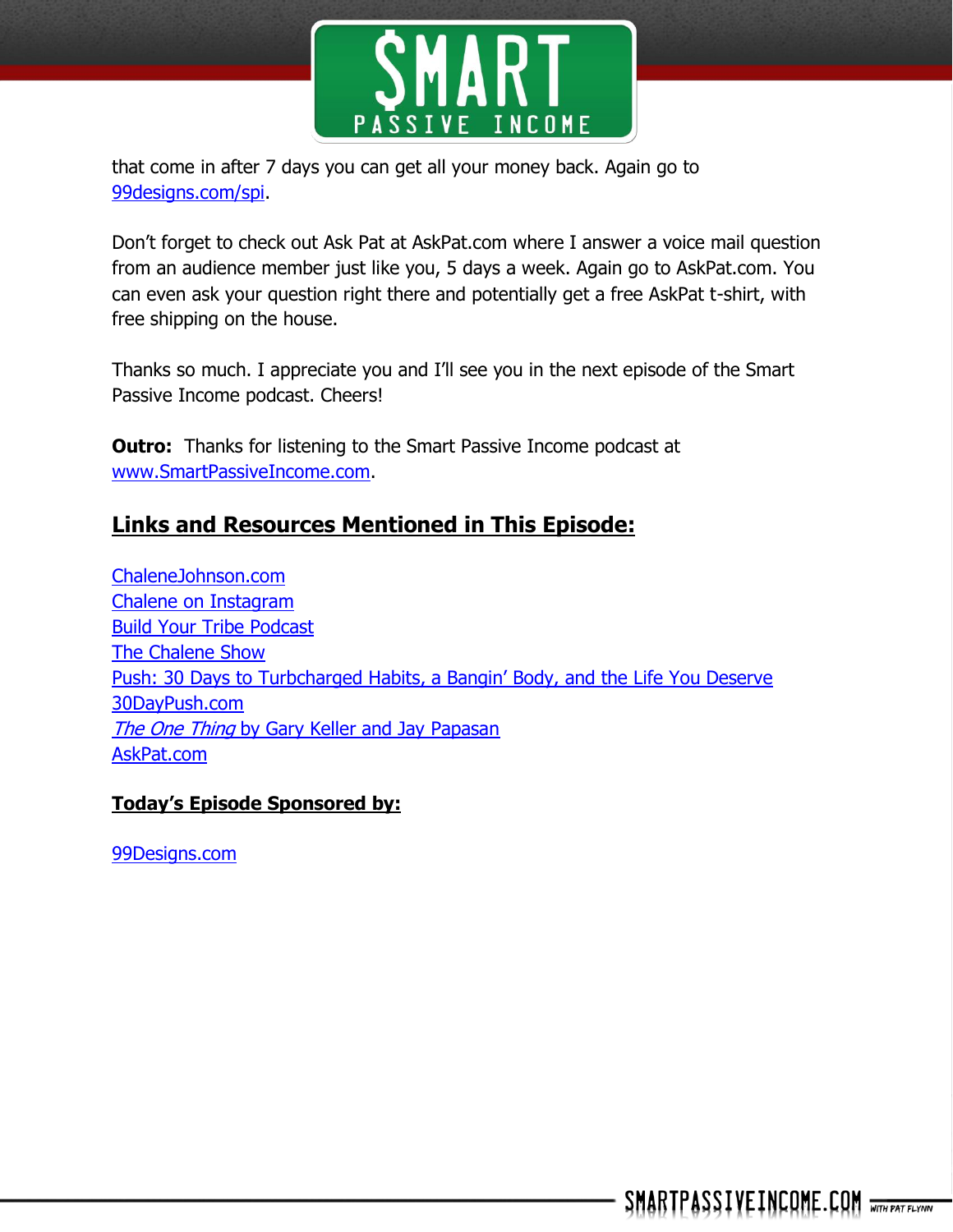that come in after 7 days you can get all your money back. Again go to 99designs.com/spi.

Don't forget to check out Ask Pat at AskPat.com where I answer a voice mail question from an audience member just like you, 5 days a week. Again go to AskPat.com. You can even ask your question right there and potentially get a free AskPat t-shirt, with free shipping on the house.

Thanks so much. I appreciate you and I'll see you in the next episode of the Smart Passive Income podcast. Cheers!

**Outro:** Thanks for listening to the Smart Passive Income podcast at www.SmartPassiveIncome.com.

## Links and Resources Mentioned in This Episode:

ChaleneJohnson.com
Chalene on Instagram
Build Your Tribe Podcast
The Chalene Show
Push: 30 Days to Turbcharged Habits, a Bangin' Body, and the Life You Deserve
30DayPush.com
*The One Thing* by Gary Keller and Jay Papasan
AskPat.com

**Today's Episode Sponsored by:**

99Designs.com